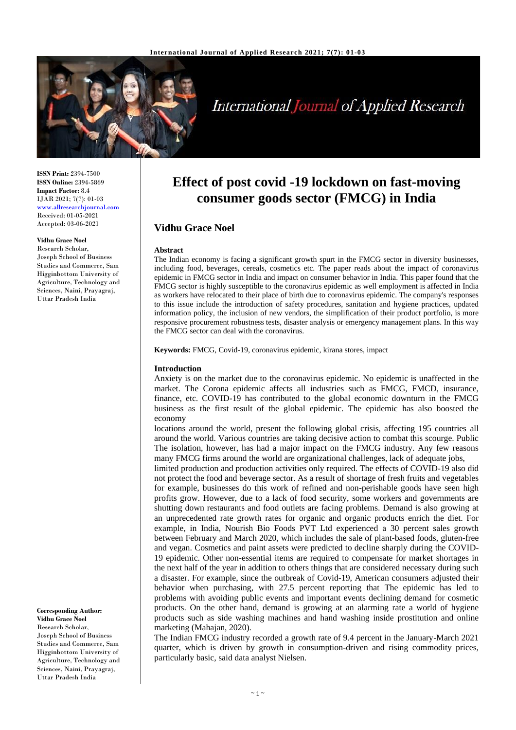**ISSN Print:** 2394-7500
**ISSN Online:** 2394-5869
**Impact Factor:** 8.4
IJAR 2021; 7(7): 01-03
www.allresearchjournal.com
Received: 01-05-2021
Accepted: 03-06-2021

**Vidhu Grace Noel**
Research Scholar, Joseph School of Business Studies and Commerce, Sam Higginbottom University of Agriculture, Technology and Sciences, Naini, Prayagraj, Uttar Pradesh India

**Corresponding Author:**
**Vidhu Grace Noel**
Research Scholar, Joseph School of Business Studies and Commerce, Sam Higginbottom University of Agriculture, Technology and Sciences, Naini, Prayagraj, Uttar Pradesh India

# Effect of post covid -19 lockdown on fast-moving consumer goods sector (FMCG) in India

## Vidhu Grace Noel

### Abstract

The Indian economy is facing a significant growth spurt in the FMCG sector in diversity businesses, including food, beverages, cereals, cosmetics etc. The paper reads about the impact of coronavirus epidemic in FMCG sector in India and impact on consumer behavior in India. This paper found that the FMCG sector is highly susceptible to the coronavirus epidemic as well employment is affected in India as workers have relocated to their place of birth due to coronavirus epidemic. The company's responses to this issue include the introduction of safety procedures, sanitation and hygiene practices, updated information policy, the inclusion of new vendors, the simplification of their product portfolio, is more responsive procurement robustness tests, disaster analysis or emergency management plans. In this way the FMCG sector can deal with the coronavirus.

**Keywords:** FMCG, Covid-19, coronavirus epidemic, kirana stores, impact

### Introduction

Anxiety is on the market due to the coronavirus epidemic. No epidemic is unaffected in the market. The Corona epidemic affects all industries such as FMCG, FMCD, insurance, finance, etc. COVID-19 has contributed to the global economic downturn in the FMCG business as the first result of the global epidemic. The epidemic has also boosted the economy

locations around the world, present the following global crisis, affecting 195 countries all around the world. Various countries are taking decisive action to combat this scourge. Public The isolation, however, has had a major impact on the FMCG industry. Any few reasons many FMCG firms around the world are organizational challenges, lack of adequate jobs,

limited production and production activities only required. The effects of COVID-19 also did not protect the food and beverage sector. As a result of shortage of fresh fruits and vegetables for example, businesses do this work of refined and non-perishable goods have seen high profits grow. However, due to a lack of food security, some workers and governments are shutting down restaurants and food outlets are facing problems. Demand is also growing at an unprecedented rate growth rates for organic and organic products enrich the diet. For example, in India, Nourish Bio Foods PVT Ltd experienced a 30 percent sales growth between February and March 2020, which includes the sale of plant-based foods, gluten-free and vegan. Cosmetics and paint assets were predicted to decline sharply during the COVID-19 epidemic. Other non-essential items are required to compensate for market shortages in the next half of the year in addition to others things that are considered necessary during such a disaster. For example, since the outbreak of Covid-19, American consumers adjusted their behavior when purchasing, with 27.5 percent reporting that The epidemic has led to problems with avoiding public events and important events declining demand for cosmetic products. On the other hand, demand is growing at an alarming rate a world of hygiene products such as side washing machines and hand washing inside prostitution and online marketing (Mahajan, 2020).

The Indian FMCG industry recorded a growth rate of 9.4 percent in the January-March 2021 quarter, which is driven by growth in consumption-driven and rising commodity prices, particularly basic, said data analyst Nielsen.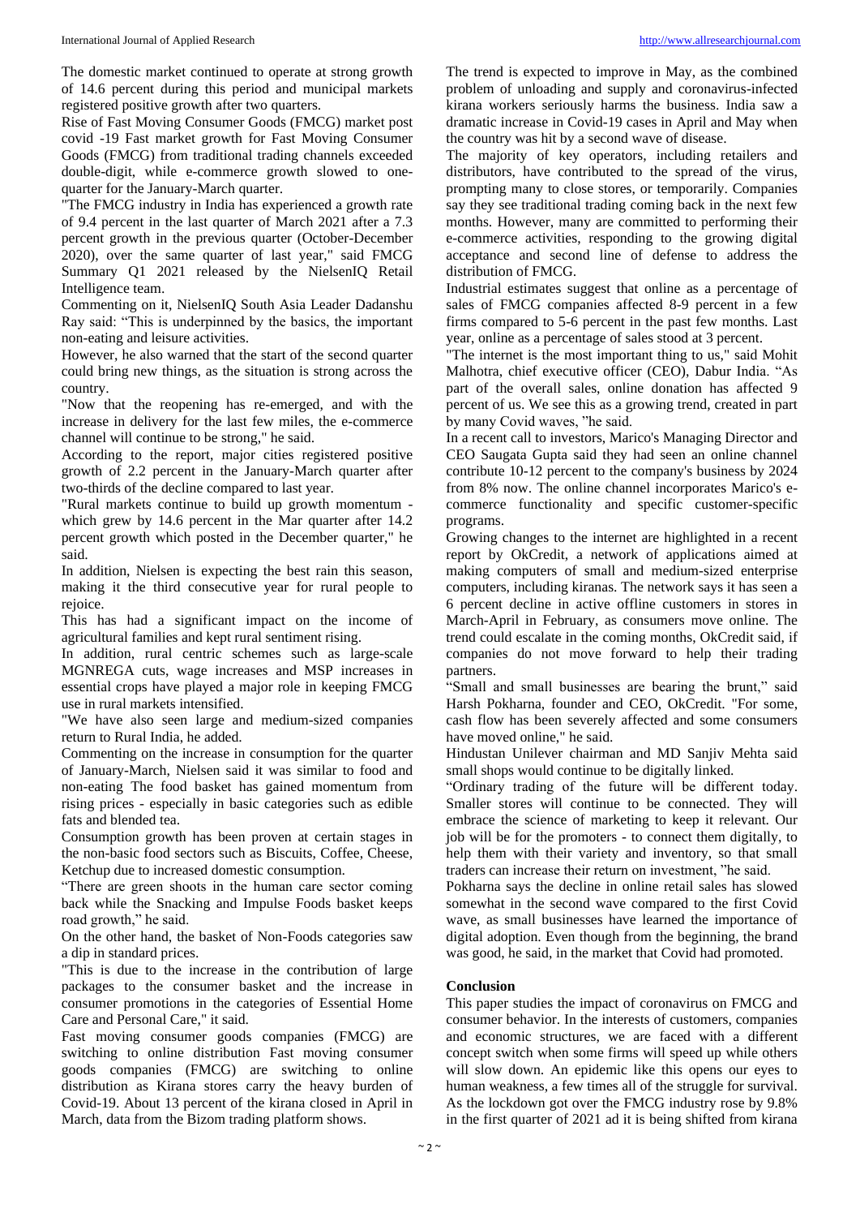The domestic market continued to operate at strong growth of 14.6 percent during this period and municipal markets registered positive growth after two quarters.

Rise of Fast Moving Consumer Goods (FMCG) market post covid -19 Fast market growth for Fast Moving Consumer Goods (FMCG) from traditional trading channels exceeded double-digit, while e-commerce growth slowed to one-quarter for the January-March quarter.

"The FMCG industry in India has experienced a growth rate of 9.4 percent in the last quarter of March 2021 after a 7.3 percent growth in the previous quarter (October-December 2020), over the same quarter of last year," said FMCG Summary Q1 2021 released by the NielsenIQ Retail Intelligence team.

Commenting on it, NielsenIQ South Asia Leader Dadanshu Ray said: "This is underpinned by the basics, the important non-eating and leisure activities.

However, he also warned that the start of the second quarter could bring new things, as the situation is strong across the country.

"Now that the reopening has re-emerged, and with the increase in delivery for the last few miles, the e-commerce channel will continue to be strong," he said.

According to the report, major cities registered positive growth of 2.2 percent in the January-March quarter after two-thirds of the decline compared to last year.

"Rural markets continue to build up growth momentum - which grew by 14.6 percent in the Mar quarter after 14.2 percent growth which posted in the December quarter," he said.

In addition, Nielsen is expecting the best rain this season, making it the third consecutive year for rural people to rejoice.

This has had a significant impact on the income of agricultural families and kept rural sentiment rising.

In addition, rural centric schemes such as large-scale MGNREGA cuts, wage increases and MSP increases in essential crops have played a major role in keeping FMCG use in rural markets intensified.

"We have also seen large and medium-sized companies return to Rural India, he added.

Commenting on the increase in consumption for the quarter of January-March, Nielsen said it was similar to food and non-eating The food basket has gained momentum from rising prices - especially in basic categories such as edible fats and blended tea.

Consumption growth has been proven at certain stages in the non-basic food sectors such as Biscuits, Coffee, Cheese, Ketchup due to increased domestic consumption.

"There are green shoots in the human care sector coming back while the Snacking and Impulse Foods basket keeps road growth," he said.

On the other hand, the basket of Non-Foods categories saw a dip in standard prices.

"This is due to the increase in the contribution of large packages to the consumer basket and the increase in consumer promotions in the categories of Essential Home Care and Personal Care," it said.

Fast moving consumer goods companies (FMCG) are switching to online distribution Fast moving consumer goods companies (FMCG) are switching to online distribution as Kirana stores carry the heavy burden of Covid-19. About 13 percent of the kirana closed in April in March, data from the Bizom trading platform shows.

The trend is expected to improve in May, as the combined problem of unloading and supply and coronavirus-infected kirana workers seriously harms the business. India saw a dramatic increase in Covid-19 cases in April and May when the country was hit by a second wave of disease.

The majority of key operators, including retailers and distributors, have contributed to the spread of the virus, prompting many to close stores, or temporarily. Companies say they see traditional trading coming back in the next few months. However, many are committed to performing their e-commerce activities, responding to the growing digital acceptance and second line of defense to address the distribution of FMCG.

Industrial estimates suggest that online as a percentage of sales of FMCG companies affected 8-9 percent in a few firms compared to 5-6 percent in the past few months. Last year, online as a percentage of sales stood at 3 percent.

"The internet is the most important thing to us," said Mohit Malhotra, chief executive officer (CEO), Dabur India. "As part of the overall sales, online donation has affected 9 percent of us. We see this as a growing trend, created in part by many Covid waves, "he said.

In a recent call to investors, Marico's Managing Director and CEO Saugata Gupta said they had seen an online channel contribute 10-12 percent to the company's business by 2024 from 8% now. The online channel incorporates Marico's e-commerce functionality and specific customer-specific programs.

Growing changes to the internet are highlighted in a recent report by OkCredit, a network of applications aimed at making computers of small and medium-sized enterprise computers, including kiranas. The network says it has seen a 6 percent decline in active offline customers in stores in March-April in February, as consumers move online. The trend could escalate in the coming months, OkCredit said, if companies do not move forward to help their trading partners.

"Small and small businesses are bearing the brunt," said Harsh Pokharna, founder and CEO, OkCredit. "For some, cash flow has been severely affected and some consumers have moved online," he said.

Hindustan Unilever chairman and MD Sanjiv Mehta said small shops would continue to be digitally linked.

"Ordinary trading of the future will be different today. Smaller stores will continue to be connected. They will embrace the science of marketing to keep it relevant. Our job will be for the promoters - to connect them digitally, to help them with their variety and inventory, so that small traders can increase their return on investment, "he said.

Pokharna says the decline in online retail sales has slowed somewhat in the second wave compared to the first Covid wave, as small businesses have learned the importance of digital adoption. Even though from the beginning, the brand was good, he said, in the market that Covid had promoted.

## Conclusion

This paper studies the impact of coronavirus on FMCG and consumer behavior. In the interests of customers, companies and economic structures, we are faced with a different concept switch when some firms will speed up while others will slow down. An epidemic like this opens our eyes to human weakness, a few times all of the struggle for survival. As the lockdown got over the FMCG industry rose by 9.8% in the first quarter of 2021 ad it is being shifted from kirana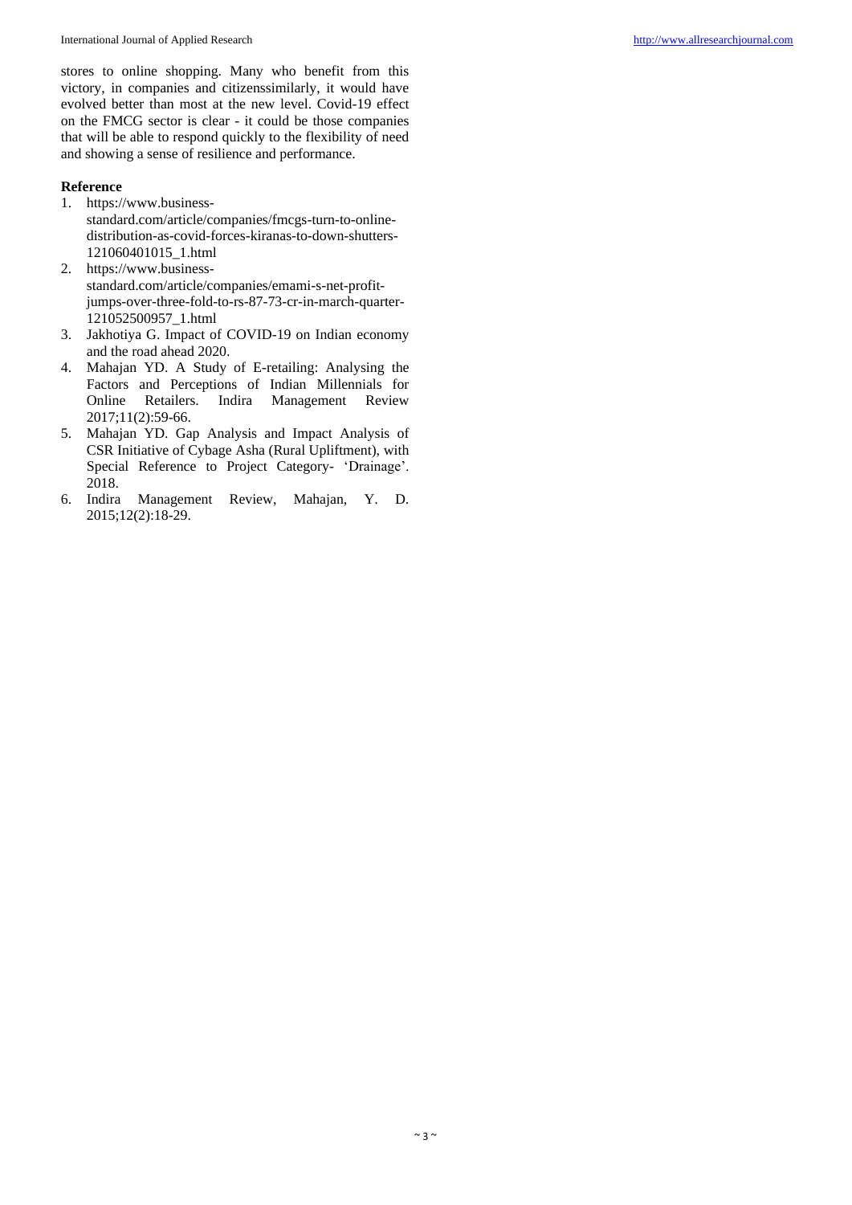stores to online shopping. Many who benefit from this victory, in companies and citizenssimilarly, it would have evolved better than most at the new level. Covid-19 effect on the FMCG sector is clear - it could be those companies that will be able to respond quickly to the flexibility of need and showing a sense of resilience and performance.

## Reference

1. https://www.business-standard.com/article/companies/fmcgs-turn-to-online-distribution-as-covid-forces-kiranas-to-down-shutters-121060401015_1.html
2. https://www.business-standard.com/article/companies/emami-s-net-profit-jumps-over-three-fold-to-rs-87-73-cr-in-march-quarter-121052500957_1.html
3. Jakhotiya G. Impact of COVID-19 on Indian economy and the road ahead 2020.
4. Mahajan YD. A Study of E-retailing: Analysing the Factors and Perceptions of Indian Millennials for Online Retailers. Indira Management Review 2017;11(2):59-66.
5. Mahajan YD. Gap Analysis and Impact Analysis of CSR Initiative of Cybage Asha (Rural Upliftment), with Special Reference to Project Category- 'Drainage'. 2018.
6. Indira Management Review, Mahajan, Y. D. 2015;12(2):18-29.